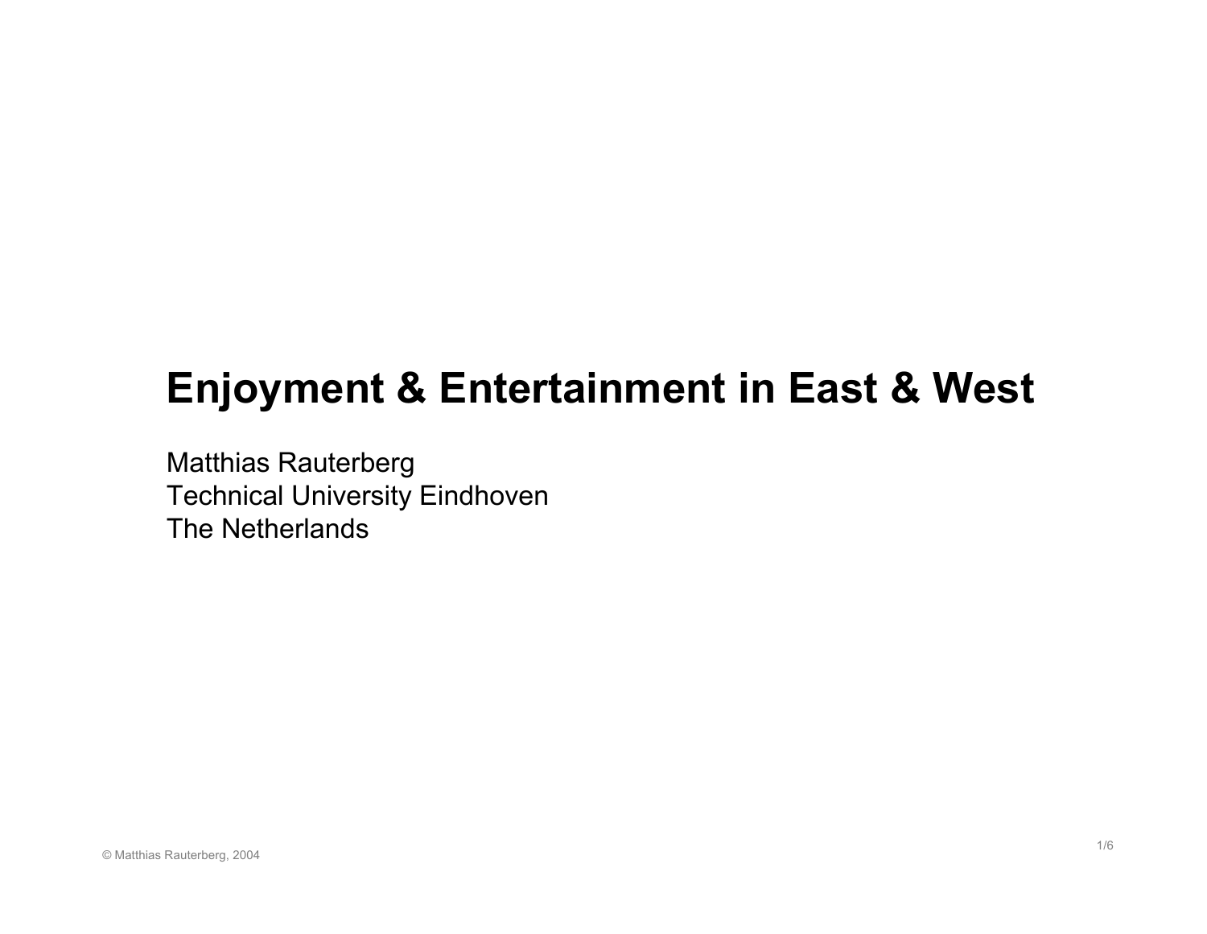# Enjoyment & Entertainment in East & West

Matthias Rauterberg
Technical University Eindhoven
The Netherlands

© Matthias Rauterberg, 2004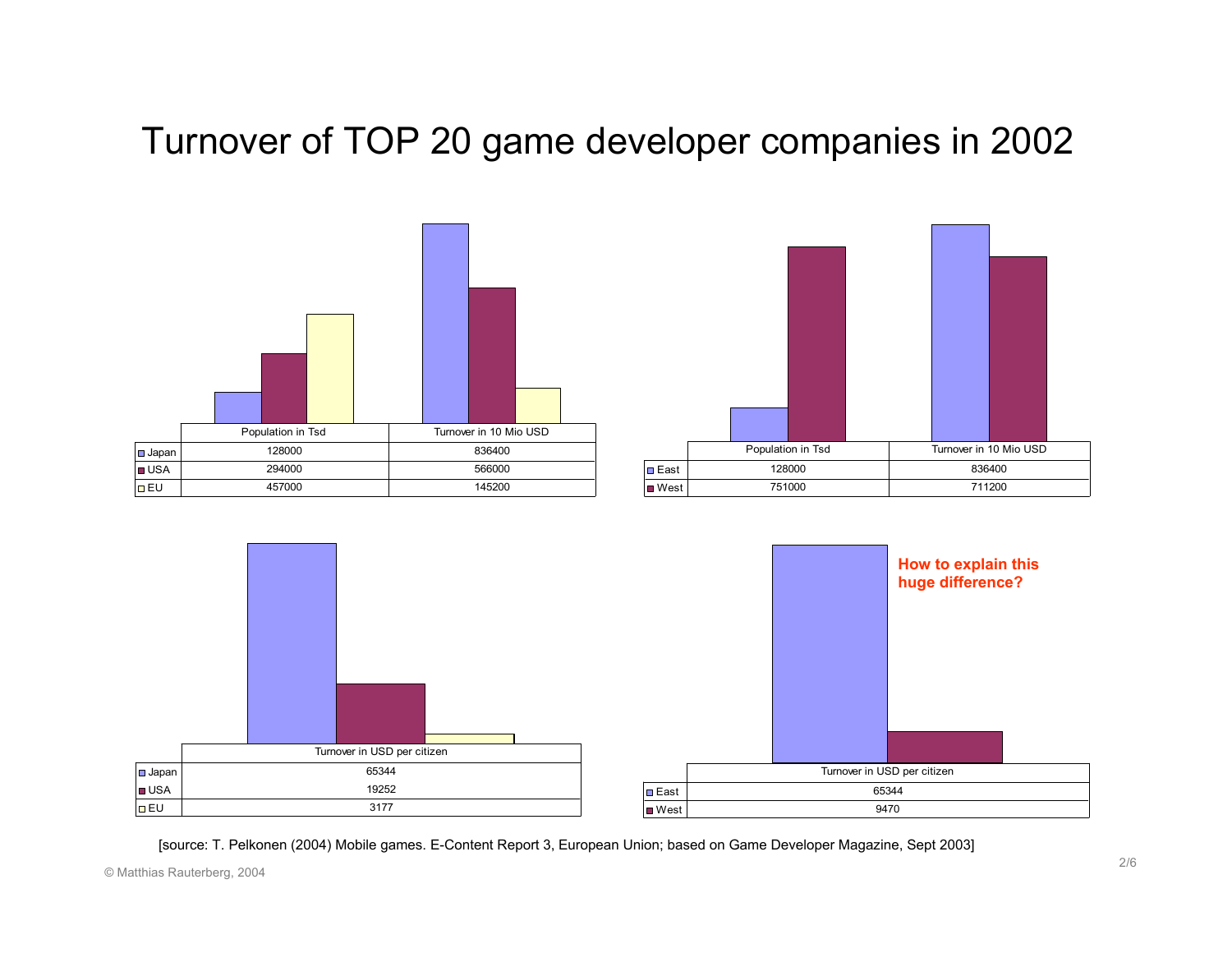# Turnover of TOP 20 game developer companies in 2002

|  | Population in Tsd | Turnover in 10 Mio USD |
|---|---|---|
| Japan | 128000 | 836400 |
| USA | 294000 | 566000 |
| EU | 457000 | 145200 |

|  | Population in Tsd | Turnover in 10 Mio USD |
|---|---|---|
| East | 128000 | 836400 |
| West | 751000 | 711200 |

|  | Turnover in USD per citizen |
|---|---|
| Japan | 65344 |
| USA | 19252 |
| EU | 3177 |

**How to explain this huge difference?**

|  | Turnover in USD per citizen |
|---|---|
| East | 65344 |
| West | 9470 |

[source: T. Pelkonen (2004) Mobile games. E-Content Report 3, European Union; based on Game Developer Magazine, Sept 2003]

© Matthias Rauterberg, 2004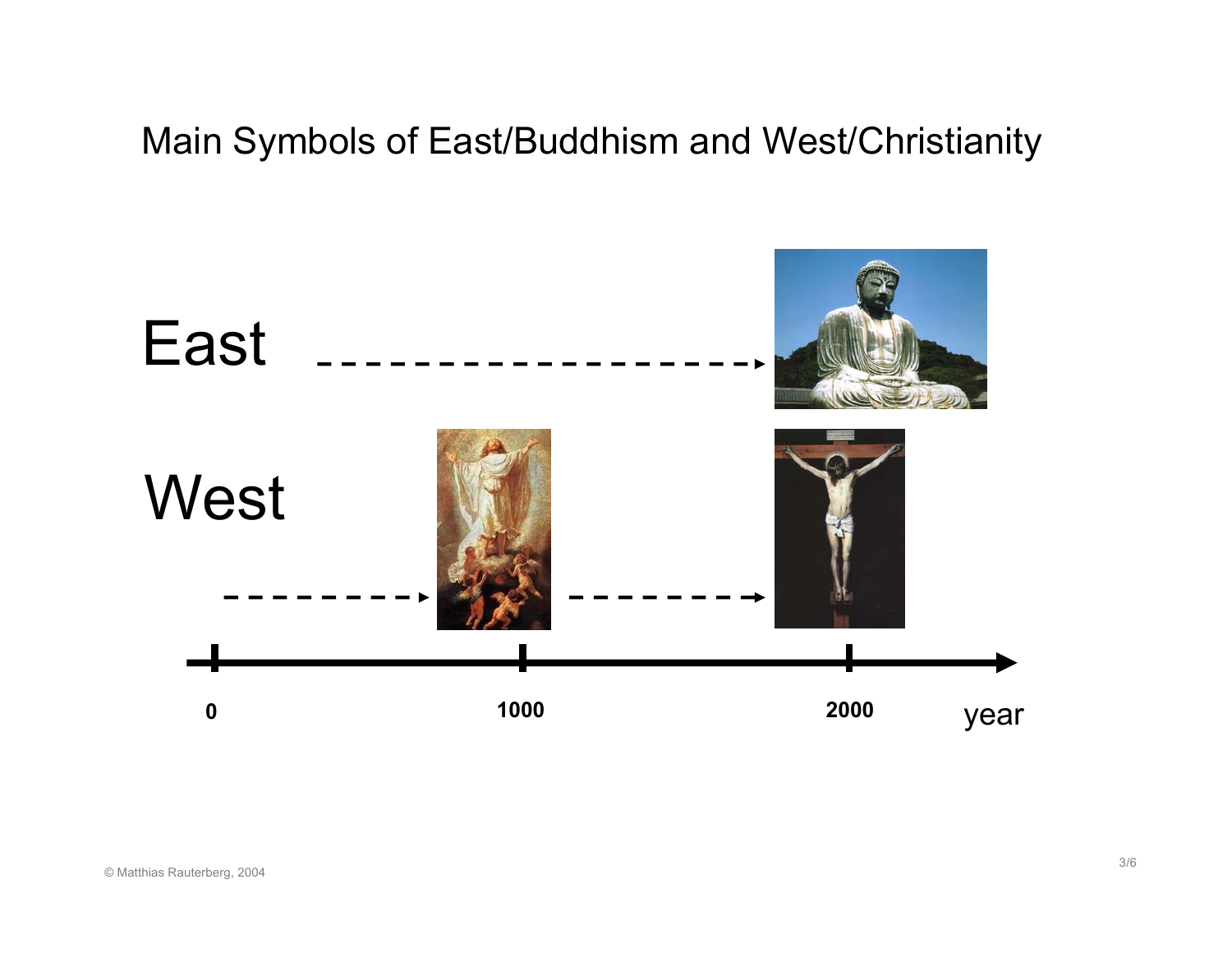# Main Symbols of East/Buddhism and West/Christianity

East

West

0

1000

2000

year

© Matthias Rauterberg, 2004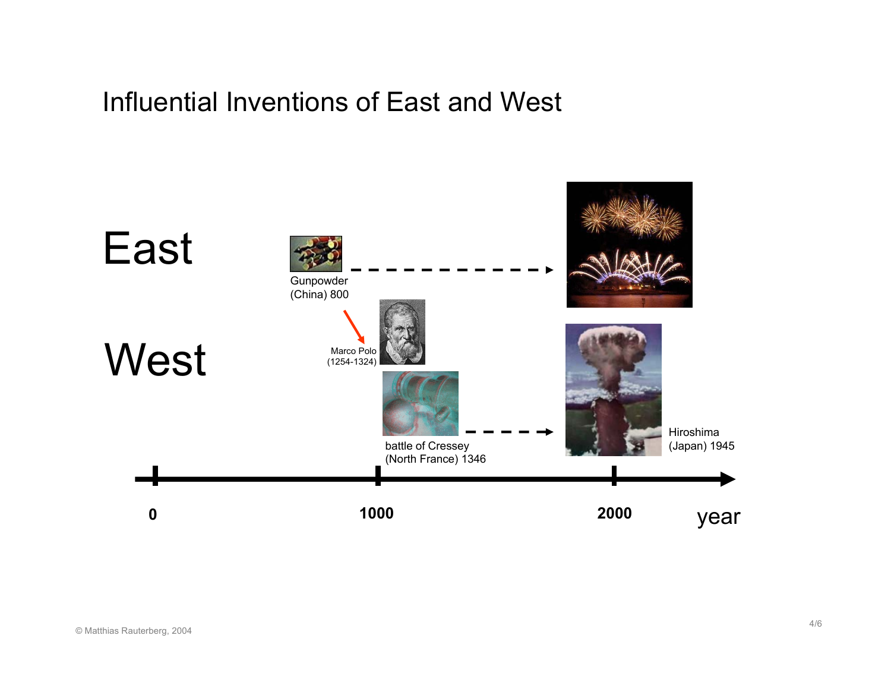# Influential Inventions of East and West

East

West

Gunpowder
(China) 800

Marco Polo
(1254-1324)

battle of Cressey
(North France) 1346

Hiroshima
(Japan) 1945

0 1000 2000 year

© Matthias Rauterberg, 2004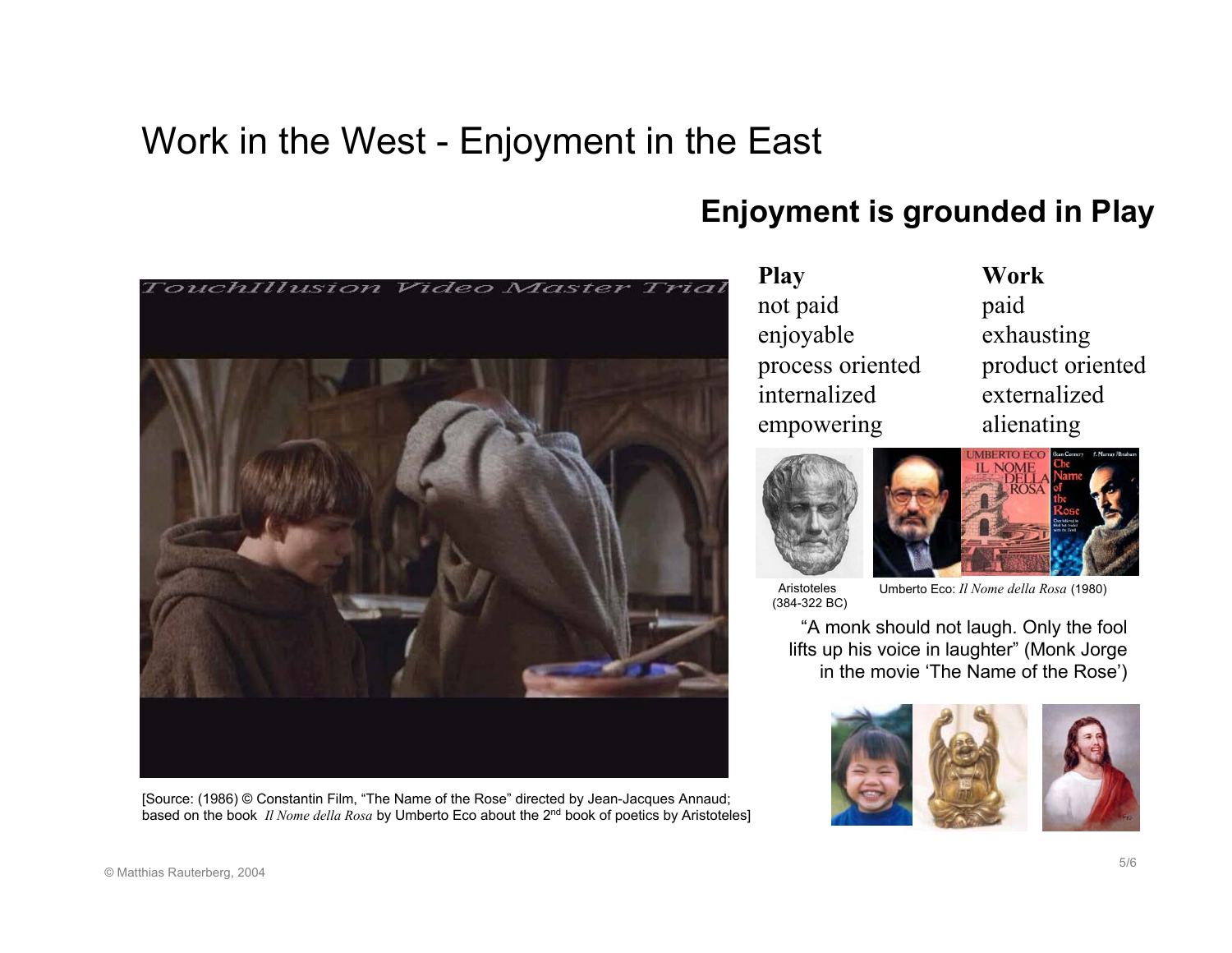# Work in the West - Enjoyment in the East

## Enjoyment is grounded in Play

| **Play** | **Work** |
|---|---|
| not paid | paid |
| enjoyable | exhausting |
| process oriented | product oriented |
| internalized | externalized |
| empowering | alienating |

Aristoteles (384-322 BC)

Umberto Eco: *Il Nome della Rosa* (1980)

"A monk should not laugh. Only the fool lifts up his voice in laughter" (Monk Jorge in the movie 'The Name of the Rose')

[Source: (1986) © Constantin Film, "The Name of the Rose" directed by Jean-Jacques Annaud; based on the book *Il Nome della Rosa* by Umberto Eco about the 2nd book of poetics by Aristoteles]

© Matthias Rauterberg, 2004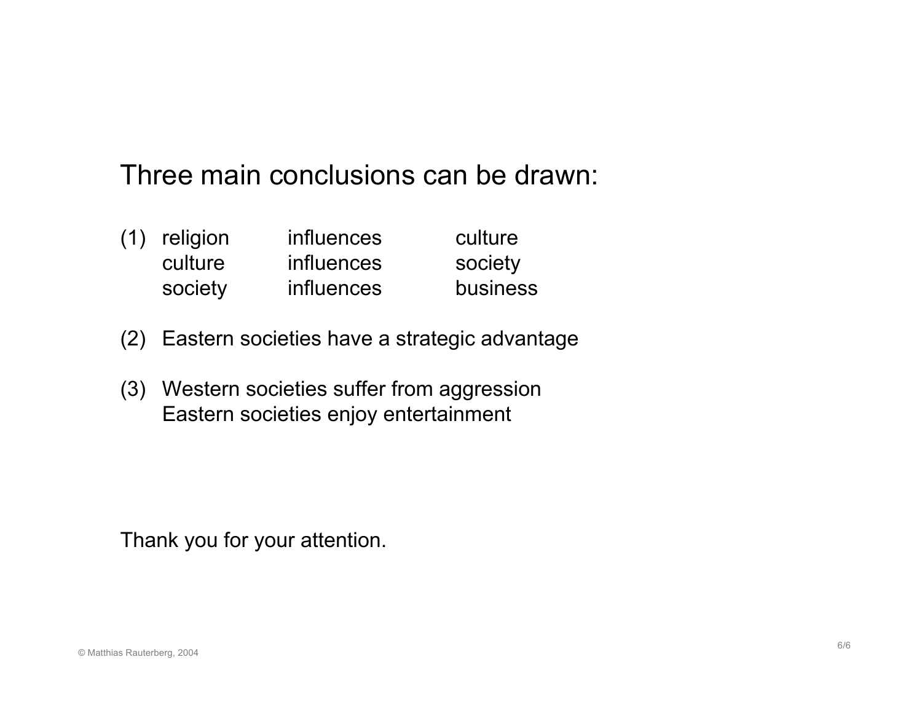Three main conclusions can be drawn:

(1) religion influences culture
culture influences society
society influences business

(2) Eastern societies have a strategic advantage

(3) Western societies suffer from aggression
Eastern societies enjoy entertainment

Thank you for your attention.

© Matthias Rauterberg, 2004